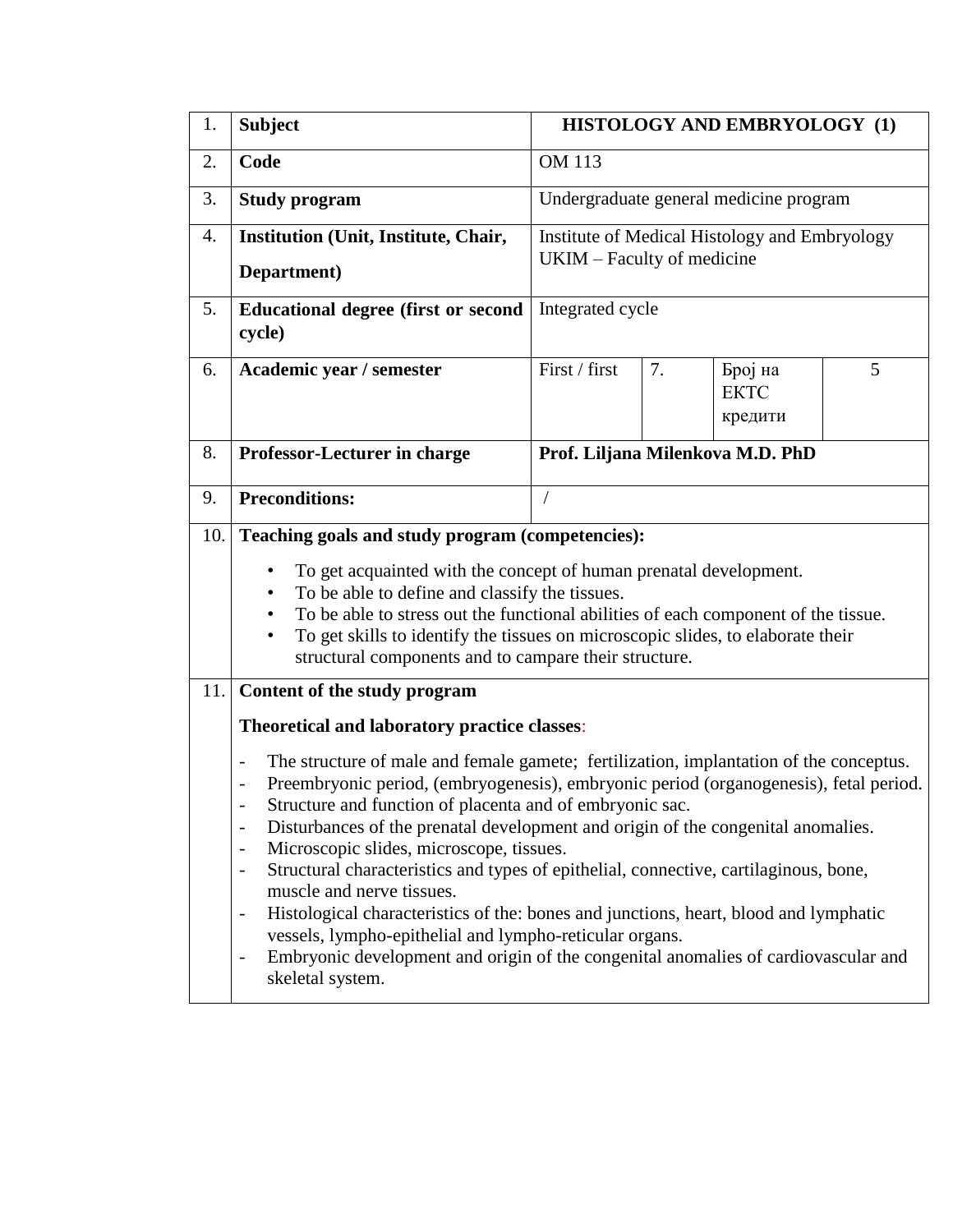| 1. | **Subject** | **HISTOLOGY AND EMBRYOLOGY (1)** | | | |
|---|---|---|---|---|---|
| 2. | **Code** | OM 113 | | | |
| 3. | **Study program** | Undergraduate general medicine program | | | |
| 4. | **Institution (Unit, Institute, Chair, Department)** | Institute of Medical Histology and Embryology UKIM – Faculty of medicine | | | |
| 5. | **Educational degree (first or second cycle)** | Integrated cycle | | | |
| 6. | **Academic year / semester** | First / first | 7. | Број на ЕКТС кредити | 5 |
| 8. | **Professor-Lecturer in charge** | **Prof. Liljana Milenkova M.D. PhD** | | | |
| 9. | **Preconditions:** | / | | | |

**10. Teaching goals and study program (competencies):**

- To get acquainted with the concept of human prenatal development.
- To be able to define and classify the tissues.
- To be able to stress out the functional abilities of each component of the tissue.
- To get skills to identify the tissues on microscopic slides, to elaborate their structural components and to campare their structure.

**11. Content of the study program**

**Theoretical and laboratory practice classes**:

- The structure of male and female gamete; fertilization, implantation of the conceptus.
- Preembryonic period, (embryogenesis), embryonic period (organogenesis), fetal period.
- Structure and function of placenta and of embryonic sac.
- Disturbances of the prenatal development and origin of the congenital anomalies.
- Microscopic slides, microscope, tissues.
- Structural characteristics and types of epithelial, connective, cartilaginous, bone, muscle and nerve tissues.
- Histological characteristics of the: bones and junctions, heart, blood and lymphatic vessels, lympho-epithelial and lympho-reticular organs.
- Embryonic development and origin of the congenital anomalies of cardiovascular and skeletal system.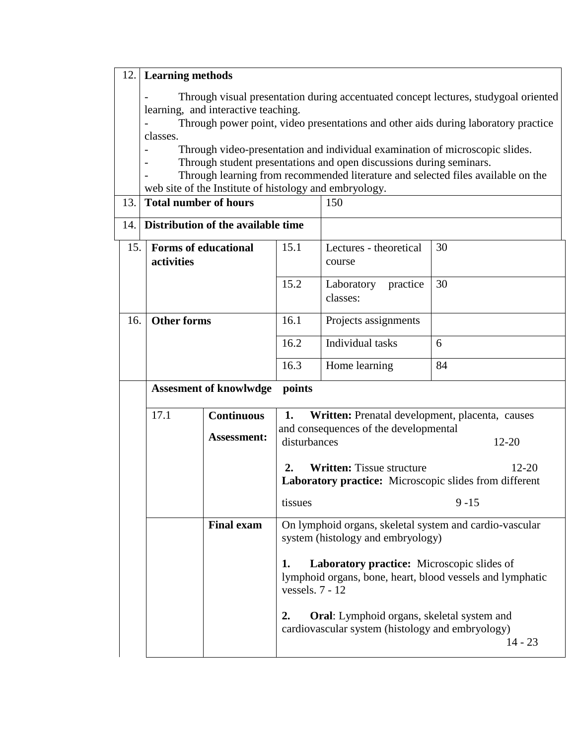| 12. | **Learning methods** | | | |
|---|---|---|---|---|
| | - Through visual presentation during accentuated concept lectures, studygoal oriented learning, and interactive teaching.<br>- Through power point, video presentations and other aids during laboratory practice classes.<br>- Through video-presentation and individual examination of microscopic slides.<br>- Through student presentations and open discussions during seminars.<br>- Through learning from recommended literature and selected files available on the web site of the Institute of histology and embryology. | | | |
| 13. | **Total number of hours** | | 150 | |
| 14. | **Distribution of the available time** | | | |
| 15. | **Forms of educational activities** | 15.1 | Lectures - theoretical course | 30 |
| | | 15.2 | Laboratory practice classes: | 30 |
| 16. | **Other forms** | 16.1 | Projects assignments | |
| | | 16.2 | Individual tasks | 6 |
| | | 16.3 | Home learning | 84 |

| | **Assesment of knowlwdge** | | **points** |
|---|---|---|---|
| | 17.1 | **Continuous Assessment:** | **1. Written:** Prenatal development, placenta, causes and consequences of the developmental disturbances 12-20<br><br>**2. Written:** Tissue structure 12-20<br>**Laboratory practice:** Microscopic slides from different tissues 9 -15 |
| | | **Final exam** | On lymphoid organs, skeletal system and cardio-vascular system (histology and embryology)<br><br>**1. Laboratory practice:** Microscopic slides of lymphoid organs, bone, heart, blood vessels and lymphatic vessels. 7 - 12<br><br>**2. Oral**: Lymphoid organs, skeletal system and cardiovascular system (histology and embryology) 14 - 23 |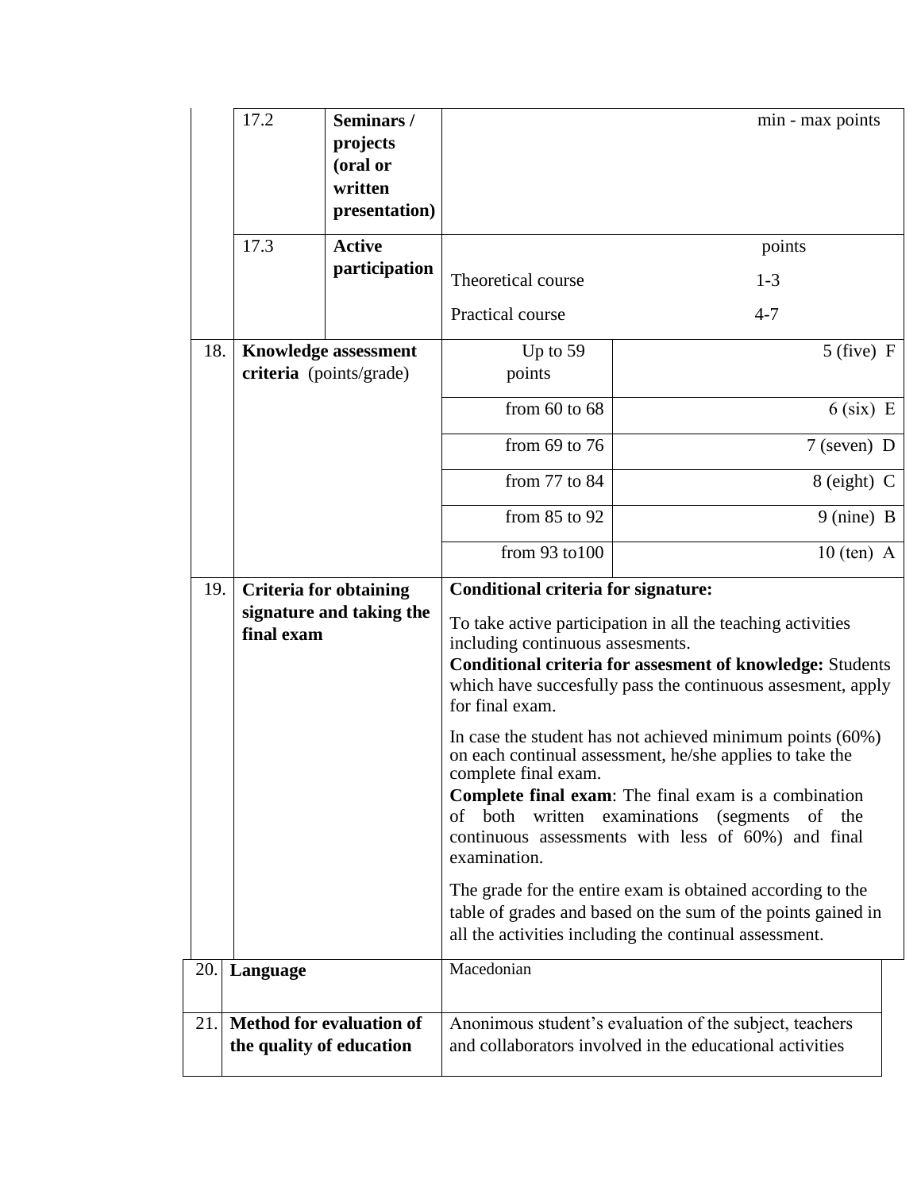| | | | | |
|---|---|---|---|---|
| | 17.2 | **Seminars / projects (oral or written presentation)** | | min - max points |
| | 17.3 | **Active participation** | | points |
| | | | Theoretical course | 1-3 |
| | | | Practical course | 4-7 |
| 18. | **Knowledge assessment criteria** (points/grade) | | Up to 59 points | 5 (five) F |
| | | | from 60 to 68 | 6 (six) E |
| | | | from 69 to 76 | 7 (seven) D |
| | | | from 77 to 84 | 8 (eight) C |
| | | | from 85 to 92 | 9 (nine) B |
| | | | from 93 to100 | 10 (ten) A |
| 19. | **Criteria for obtaining signature and taking the final exam** | | **Conditional criteria for signature:** To take active participation in all the teaching activities including continuous assesments. **Conditional criteria for assesment of knowledge:** Students which have succesfully pass the continuous assesment, apply for final exam. In case the student has not achieved minimum points (60%) on each continual assessment, he/she applies to take the complete final exam. **Complete final exam**: The final exam is a combination of both written examinations (segments of the continuous assessments with less of 60%) and final examination. The grade for the entire exam is obtained according to the table of grades and based on the sum of the points gained in all the activities including the continual assessment. | |
| 20. | **Language** | | Macedonian | |
| 21. | **Method for evaluation of the quality of education** | | Anonimous student's evaluation of the subject, teachers and collaborators involved in the educational activities | |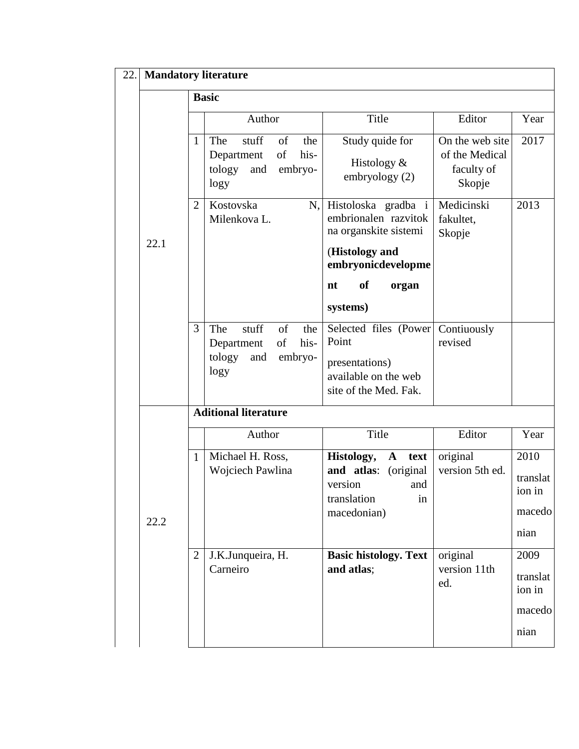| 22. | **Mandatory literature** | | | | | |
|---|---|---|---|---|---|---|
| | | **Basic** | | | | |
| | | | Author | Title | Editor | Year |
| | 22.1 | 1 | The stuff of the Department of histology and embryology | Study quide for Histology & embryology (2) | On the web site of the Medical faculty of Skopje | 2017 |
| | | 2 | Kostovska N, Milenkova L. | Histoloska gradba i embrionalen razvitok na organskite sistemi (**Histology and embryonicdevelopment of organ systems)** | Medicinski fakultet, Skopje | 2013 |
| | | 3 | The stuff of the Department of histology and embryology | Selected files (Power Point presentations) available on the web site of the Med. Fak. | Contiuously revised | |
| | | **Aditional literature** | | | | |
| | | | Author | Title | Editor | Year |
| | 22.2 | 1 | Michael H. Ross, Wojciech Pawlina | **Histology, A text and atlas**: (original version and translation in macedonian) | original version 5th ed. | 2010 translation in macedonian |
| | | 2 | J.K.Junqueira, H. Carneiro | **Basic histology. Text and atlas**; | original version 11th ed. | 2009 translation in macedonian |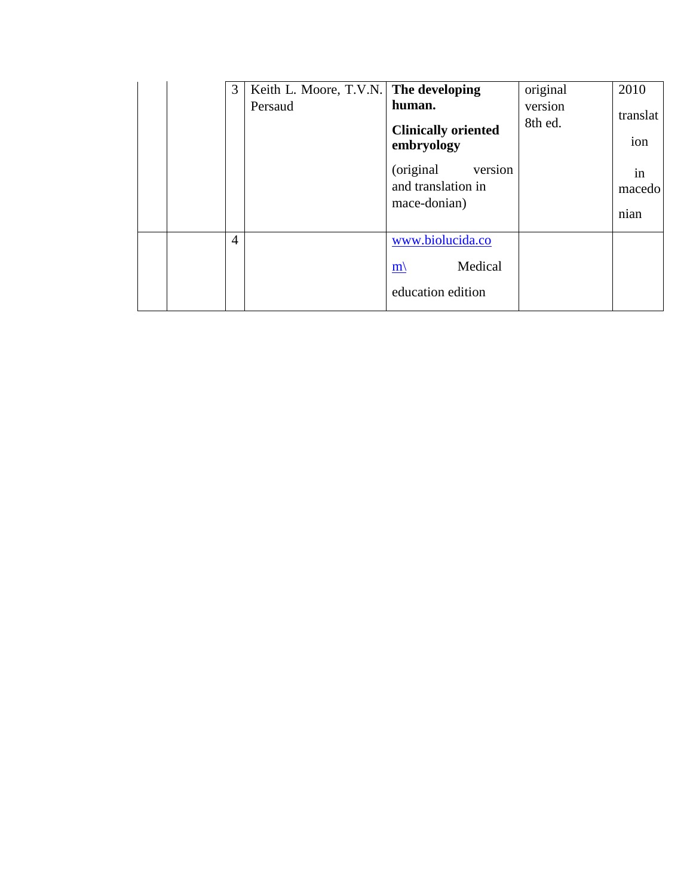| | | | | | | |
|---|---|---|---|---|---|---|
| | | 3 | Keith L. Moore, T.V.N. Persaud | **The developing human.** **Clinically oriented embryology** (original version and translation in mace-donian) | original version 8th ed. | 2010 translation in macedonian |
| | | 4 | | [www.biolucida.com\](www.biolucida.com\) Medical education edition | | |